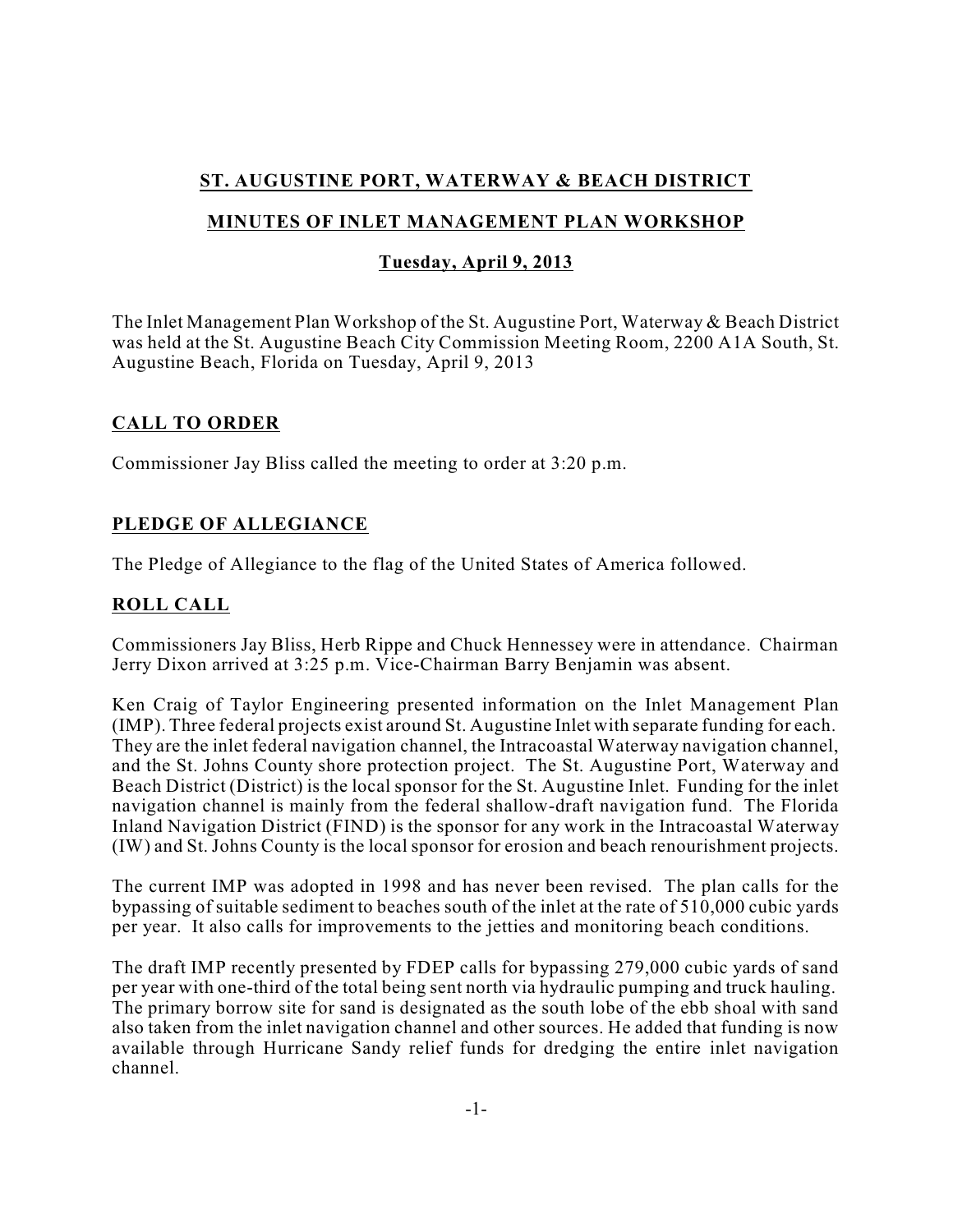# ST. AUGUSTINE PORT, WATERWAY & BEACH DISTRICT

## MINUTES OF INLET MANAGEMENT PLAN WORKSHOP

### Tuesday, April 9, 2013

The Inlet Management Plan Workshop of the St. Augustine Port, Waterway & Beach District was held at the St. Augustine Beach City Commission Meeting Room, 2200 A1A South, St. Augustine Beach, Florida on Tuesday, April 9, 2013

## CALL TO ORDER

Commissioner Jay Bliss called the meeting to order at 3:20 p.m.

## PLEDGE OF ALLEGIANCE

The Pledge of Allegiance to the flag of the United States of America followed.

## ROLL CALL

Commissioners Jay Bliss, Herb Rippe and Chuck Hennessey were in attendance. Chairman Jerry Dixon arrived at 3:25 p.m. Vice-Chairman Barry Benjamin was absent.

Ken Craig of Taylor Engineering presented information on the Inlet Management Plan (IMP). Three federal projects exist around St. Augustine Inlet with separate funding for each. They are the inlet federal navigation channel, the Intracoastal Waterway navigation channel, and the St. Johns County shore protection project. The St. Augustine Port, Waterway and Beach District (District) is the local sponsor for the St. Augustine Inlet. Funding for the inlet navigation channel is mainly from the federal shallow-draft navigation fund. The Florida Inland Navigation District (FIND) is the sponsor for any work in the Intracoastal Waterway (IW) and St. Johns County is the local sponsor for erosion and beach renourishment projects.

The current IMP was adopted in 1998 and has never been revised. The plan calls for the bypassing of suitable sediment to beaches south of the inlet at the rate of 510,000 cubic yards per year. It also calls for improvements to the jetties and monitoring beach conditions.

The draft IMP recently presented by FDEP calls for bypassing 279,000 cubic yards of sand per year with one-third of the total being sent north via hydraulic pumping and truck hauling. The primary borrow site for sand is designated as the south lobe of the ebb shoal with sand also taken from the inlet navigation channel and other sources. He added that funding is now available through Hurricane Sandy relief funds for dredging the entire inlet navigation channel.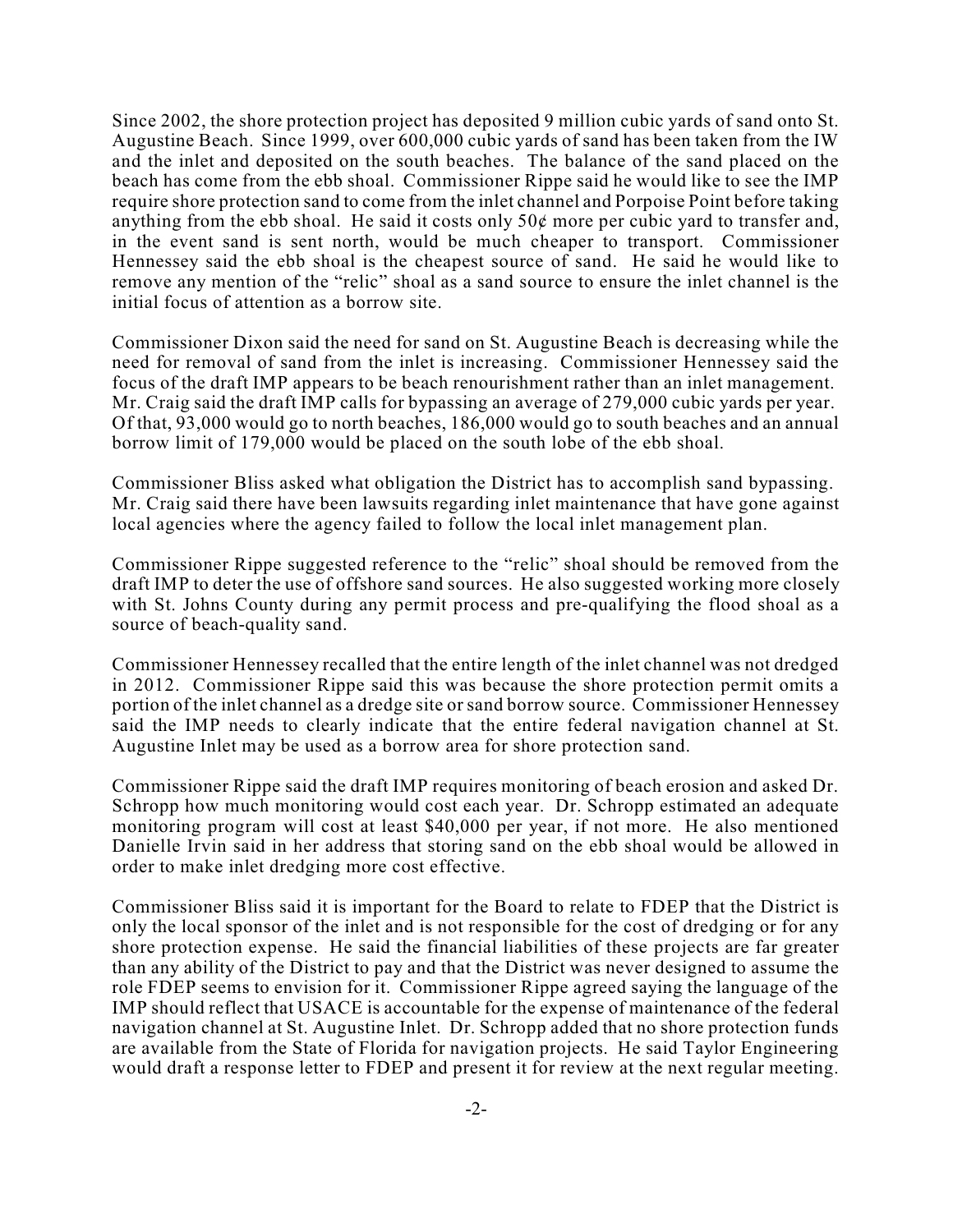Since 2002, the shore protection project has deposited 9 million cubic yards of sand onto St. Augustine Beach. Since 1999, over 600,000 cubic yards of sand has been taken from the IW and the inlet and deposited on the south beaches. The balance of the sand placed on the beach has come from the ebb shoal. Commissioner Rippe said he would like to see the IMP require shore protection sand to come from the inlet channel and Porpoise Point before taking anything from the ebb shoal. He said it costs only 50¢ more per cubic yard to transfer and, in the event sand is sent north, would be much cheaper to transport. Commissioner Hennessey said the ebb shoal is the cheapest source of sand. He said he would like to remove any mention of the "relic" shoal as a sand source to ensure the inlet channel is the initial focus of attention as a borrow site.

Commissioner Dixon said the need for sand on St. Augustine Beach is decreasing while the need for removal of sand from the inlet is increasing. Commissioner Hennessey said the focus of the draft IMP appears to be beach renourishment rather than an inlet management. Mr. Craig said the draft IMP calls for bypassing an average of 279,000 cubic yards per year. Of that, 93,000 would go to north beaches, 186,000 would go to south beaches and an annual borrow limit of 179,000 would be placed on the south lobe of the ebb shoal.

Commissioner Bliss asked what obligation the District has to accomplish sand bypassing. Mr. Craig said there have been lawsuits regarding inlet maintenance that have gone against local agencies where the agency failed to follow the local inlet management plan.

Commissioner Rippe suggested reference to the "relic" shoal should be removed from the draft IMP to deter the use of offshore sand sources. He also suggested working more closely with St. Johns County during any permit process and pre-qualifying the flood shoal as a source of beach-quality sand.

Commissioner Hennessey recalled that the entire length of the inlet channel was not dredged in 2012. Commissioner Rippe said this was because the shore protection permit omits a portion of the inlet channel as a dredge site or sand borrow source. Commissioner Hennessey said the IMP needs to clearly indicate that the entire federal navigation channel at St. Augustine Inlet may be used as a borrow area for shore protection sand.

Commissioner Rippe said the draft IMP requires monitoring of beach erosion and asked Dr. Schropp how much monitoring would cost each year. Dr. Schropp estimated an adequate monitoring program will cost at least $40,000 per year, if not more. He also mentioned Danielle Irvin said in her address that storing sand on the ebb shoal would be allowed in order to make inlet dredging more cost effective.

Commissioner Bliss said it is important for the Board to relate to FDEP that the District is only the local sponsor of the inlet and is not responsible for the cost of dredging or for any shore protection expense. He said the financial liabilities of these projects are far greater than any ability of the District to pay and that the District was never designed to assume the role FDEP seems to envision for it. Commissioner Rippe agreed saying the language of the IMP should reflect that USACE is accountable for the expense of maintenance of the federal navigation channel at St. Augustine Inlet. Dr. Schropp added that no shore protection funds are available from the State of Florida for navigation projects. He said Taylor Engineering would draft a response letter to FDEP and present it for review at the next regular meeting.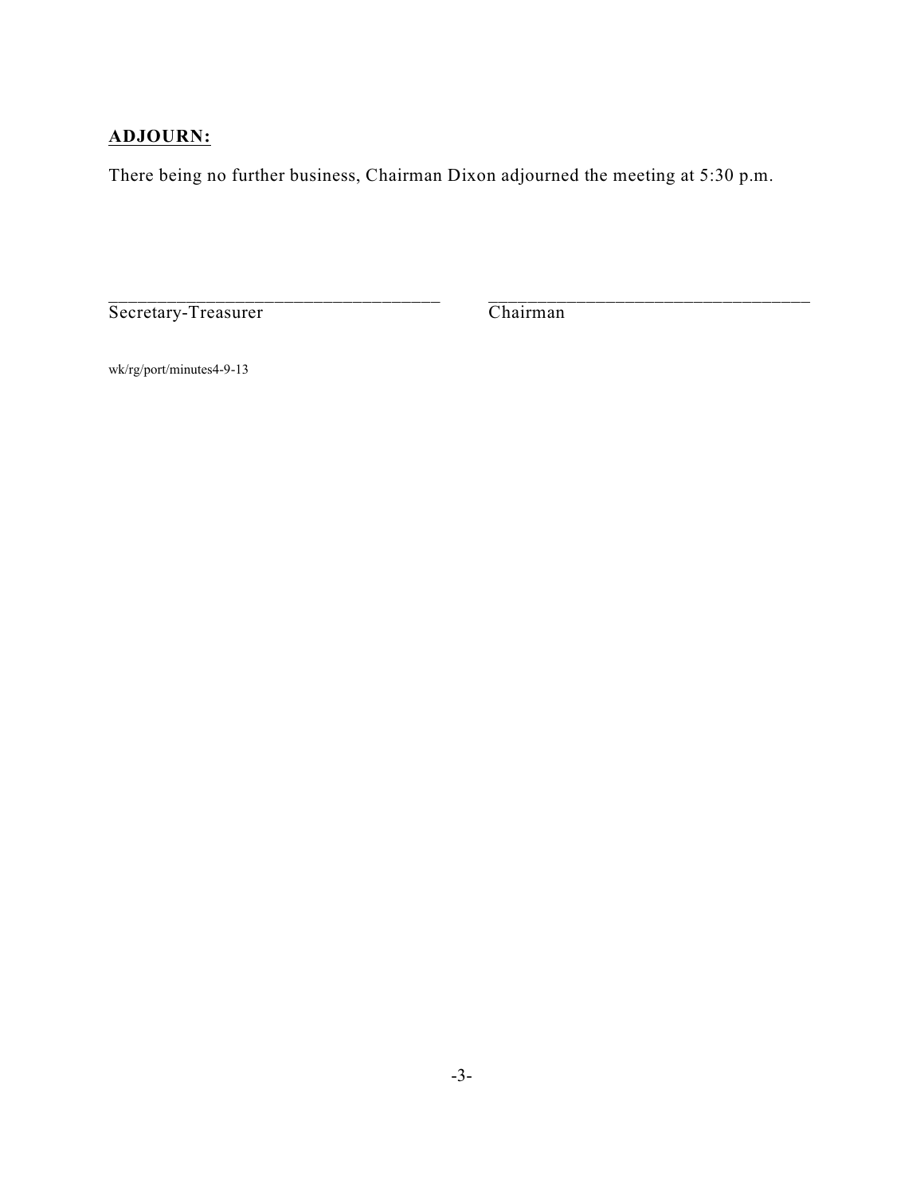**ADJOURN:**

There being no further business, Chairman Dixon adjourned the meeting at 5:30 p.m.

\_\_\_\_\_\_\_\_\_\_\_\_\_\_\_\_\_\_\_\_\_\_\_\_\_\_\_\_\_\_\_\_\_\_\_
Secretary-Treasurer

\_\_\_\_\_\_\_\_\_\_\_\_\_\_\_\_\_\_\_\_\_\_\_\_\_\_\_\_\_\_\_\_\_\_\_
Chairman

wk/rg/port/minutes4-9-13